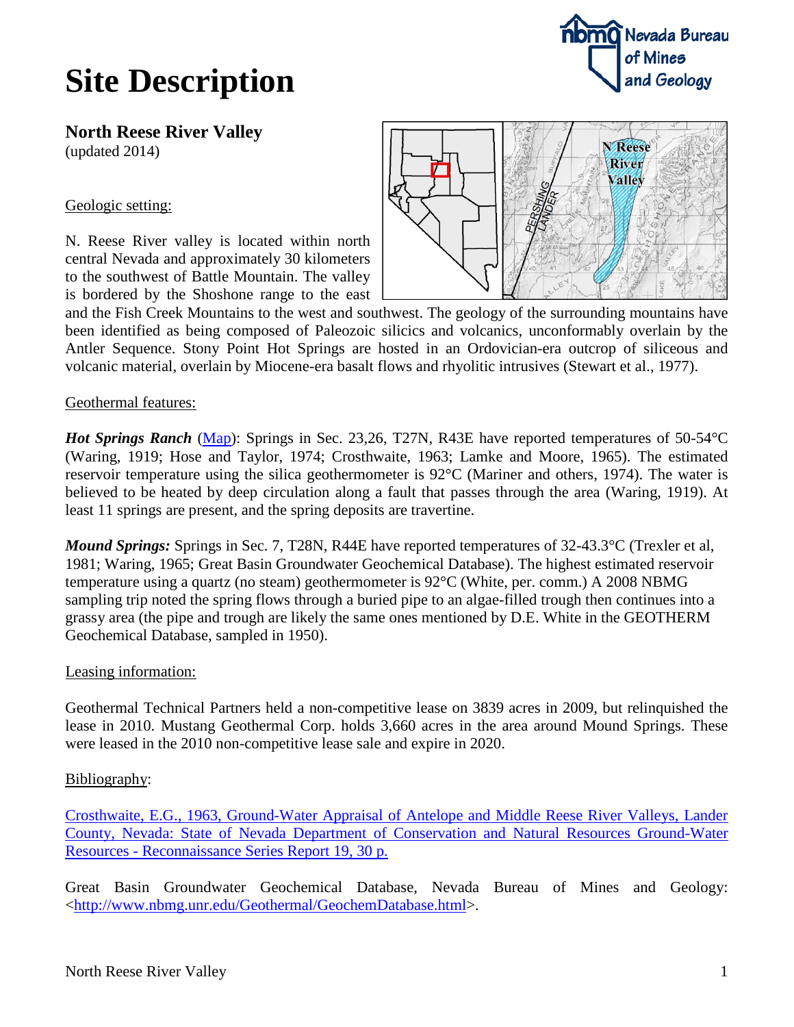# Site Description

## North Reese River Valley

(updated 2014)

### Geologic setting:

N. Reese River valley is located within north central Nevada and approximately 30 kilometers to the southwest of Battle Mountain. The valley is bordered by the Shoshone range to the east and the Fish Creek Mountains to the west and southwest. The geology of the surrounding mountains have been identified as being composed of Paleozoic silicics and volcanics, unconformably overlain by the Antler Sequence. Stony Point Hot Springs are hosted in an Ordovician-era outcrop of siliceous and volcanic material, overlain by Miocene-era basalt flows and rhyolitic intrusives (Stewart et al., 1977).

### Geothermal features:

***Hot Springs Ranch*** ([Map](Map)): Springs in Sec. 23,26, T27N, R43E have reported temperatures of 50-54°C (Waring, 1919; Hose and Taylor, 1974; Crosthwaite, 1963; Lamke and Moore, 1965). The estimated reservoir temperature using the silica geothermometer is 92°C (Mariner and others, 1974). The water is believed to be heated by deep circulation along a fault that passes through the area (Waring, 1919). At least 11 springs are present, and the spring deposits are travertine.

***Mound Springs:*** Springs in Sec. 7, T28N, R44E have reported temperatures of 32-43.3°C (Trexler et al, 1981; Waring, 1965; Great Basin Groundwater Geochemical Database). The highest estimated reservoir temperature using a quartz (no steam) geothermometer is 92°C (White, per. comm.) A 2008 NBMG sampling trip noted the spring flows through a buried pipe to an algae-filled trough then continues into a grassy area (the pipe and trough are likely the same ones mentioned by D.E. White in the GEOTHERM Geochemical Database, sampled in 1950).

### Leasing information:

Geothermal Technical Partners held a non-competitive lease on 3839 acres in 2009, but relinquished the lease in 2010. Mustang Geothermal Corp. holds 3,660 acres in the area around Mound Springs. These were leased in the 2010 non-competitive lease sale and expire in 2020.

### Bibliography:

Crosthwaite, E.G., 1963, Ground-Water Appraisal of Antelope and Middle Reese River Valleys, Lander County, Nevada: State of Nevada Department of Conservation and Natural Resources Ground-Water Resources - Reconnaissance Series Report 19, 30 p.

Great Basin Groundwater Geochemical Database, Nevada Bureau of Mines and Geology: <http://www.nbmg.unr.edu/Geothermal/GeochemDatabase.html>.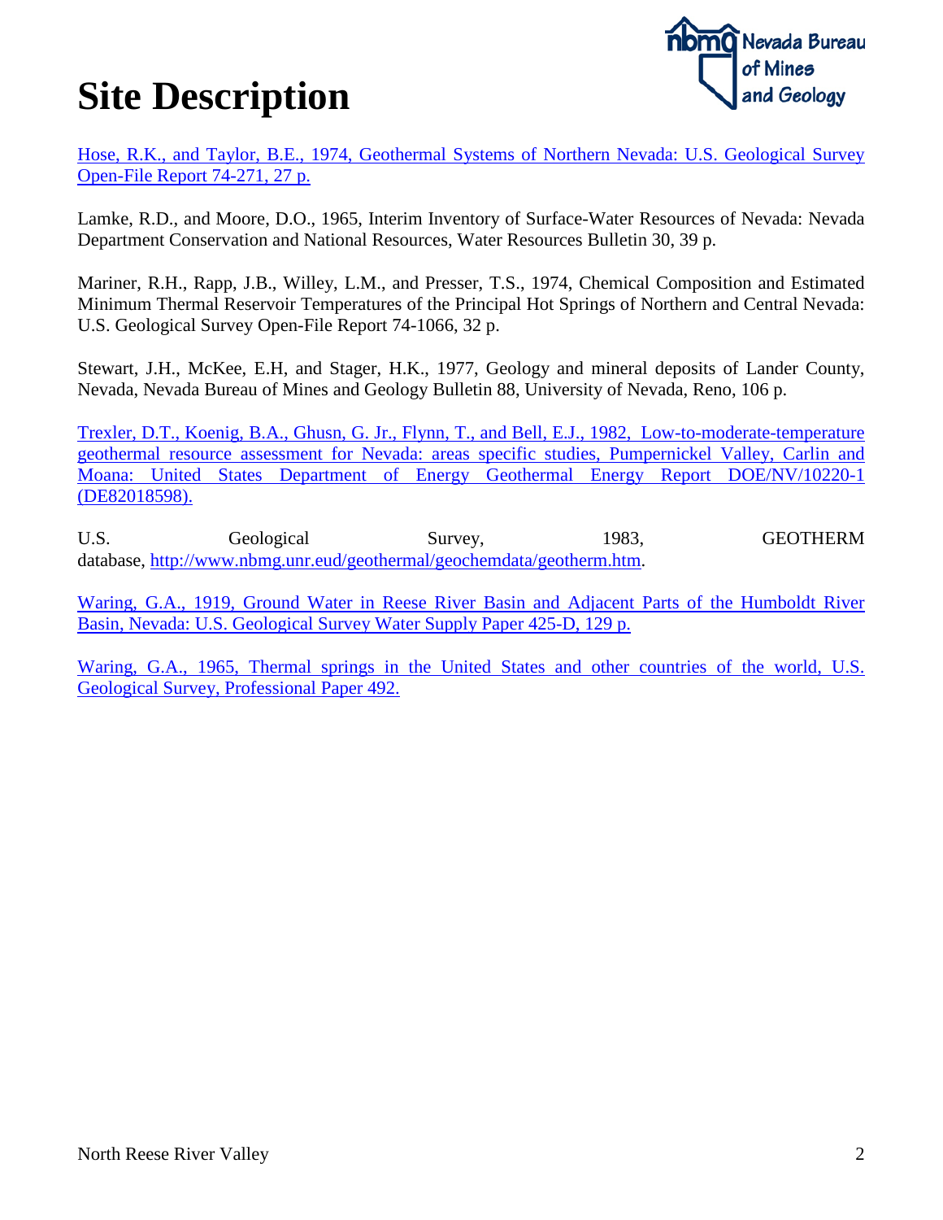# Site Description

Hose, R.K., and Taylor, B.E., 1974, Geothermal Systems of Northern Nevada: U.S. Geological Survey Open-File Report 74-271, 27 p.

Lamke, R.D., and Moore, D.O., 1965, Interim Inventory of Surface-Water Resources of Nevada: Nevada Department Conservation and National Resources, Water Resources Bulletin 30, 39 p.

Mariner, R.H., Rapp, J.B., Willey, L.M., and Presser, T.S., 1974, Chemical Composition and Estimated Minimum Thermal Reservoir Temperatures of the Principal Hot Springs of Northern and Central Nevada: U.S. Geological Survey Open-File Report 74-1066, 32 p.

Stewart, J.H., McKee, E.H, and Stager, H.K., 1977, Geology and mineral deposits of Lander County, Nevada, Nevada Bureau of Mines and Geology Bulletin 88, University of Nevada, Reno, 106 p.

Trexler, D.T., Koenig, B.A., Ghusn, G. Jr., Flynn, T., and Bell, E.J., 1982, Low-to-moderate-temperature geothermal resource assessment for Nevada: areas specific studies, Pumpernickel Valley, Carlin and Moana: United States Department of Energy Geothermal Energy Report DOE/NV/10220-1 (DE82018598).

U.S. Geological Survey, 1983, GEOTHERM database, http://www.nbmg.unr.eud/geothermal/geochemdata/geotherm.htm.

Waring, G.A., 1919, Ground Water in Reese River Basin and Adjacent Parts of the Humboldt River Basin, Nevada: U.S. Geological Survey Water Supply Paper 425-D, 129 p.

Waring, G.A., 1965, Thermal springs in the United States and other countries of the world, U.S. Geological Survey, Professional Paper 492.